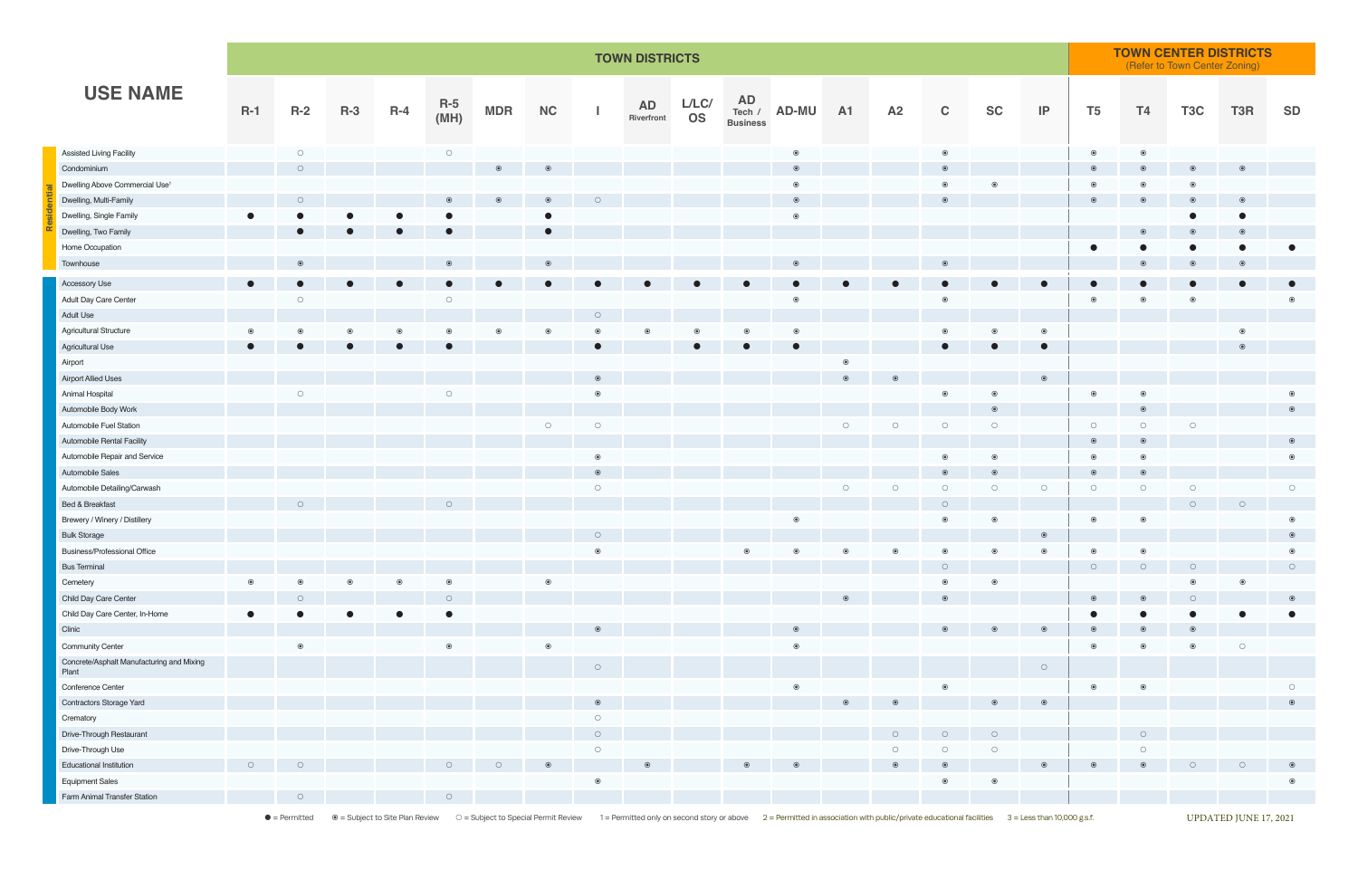| USE NAME | TOWN DISTRICTS | | | | | | | | | | | | | | | | | TOWN CENTER DISTRICTS (Refer to Town Center Zoning) | | | | |
|---|---|---|---|---|---|---|---|---|---|---|---|---|---|---|---|---|---|---|---|---|---|---|
| | R-1 | R-2 | R-3 | R-4 | R-5 (MH) | MDR | NC | I | AD Riverfront | L/LC/OS | AD Tech / Business | AD-MU | A1 | A2 | C | SC | IP | T5 | T4 | T3C | T3R | SD |
| **Residential** | | | | | | | | | | | | | | | | | | | | | | |
| Assisted Living Facility | | ○ | | | ○ | | | | | | | ⊙ | | | ⊙ | | | ⊙ | ⊙ | | | |
| Condominium | | ○ | | | | ⊙ | ⊙ | | | | | ⊙ | | | ⊙ | | | ⊙ | ⊙ | ⊙ | ⊙ | |
| Dwelling Above Commercial Use[1] | | | | | | | | | | | | ⊙ | | | ⊙ | ⊙ | | ⊙ | ⊙ | ⊙ | | |
| Dwelling, Multi-Family | | ○ | | | ⊙ | ⊙ | ⊙ | ○ | | | | ⊙ | | | ⊙ | | | ⊙ | ⊙ | ⊙ | ⊙ | |
| Dwelling, Single Family | ● | ● | ● | ● | ● | | ● | | | | | ⊙ | | | | | | | | ● | ● | |
| Dwelling, Two Family | | ● | ● | ● | ● | | ● | | | | | | | | | | | | ⊙ | ⊙ | ⊙ | |
| Home Occupation | | | | | | | | | | | | | | | | | | ● | ● | ● | ● | ● |
| Townhouse | | ⊙ | | | ⊙ | | ⊙ | | | | | ⊙ | | | ⊙ | | | | ⊙ | ⊙ | ⊙ | |
| Accessory Use | ● | ● | ● | ● | ● | ● | ● | ● | ● | ● | ● | ● | ● | ● | ● | ● | ● | ● | ● | ● | ● | ● |
| Adult Day Care Center | | ○ | | | ○ | | | | | | | ⊙ | | | ⊙ | | | ⊙ | ⊙ | ⊙ | | ⊙ |
| Adult Use | | | | | | | | ○ | | | | | | | | | | | | | | |
| Agricultural Structure | ⊙ | ⊙ | ⊙ | ⊙ | ⊙ | ⊙ | ⊙ | ⊙ | ⊙ | ⊙ | ⊙ | ⊙ | | | ⊙ | ⊙ | ⊙ | | | | ⊙ | |
| Agricultural Use | ● | ● | ● | ● | ● | | | ● | | ● | ● | ● | | | ● | ● | ● | | | | ⊙ | |
| Airport | | | | | | | | | | | | | ⊙ | | | | | | | | | |
| Airport Allied Uses | | | | | | | | ⊙ | | | | | ⊙ | ⊙ | | | ⊙ | | | | | |
| Animal Hospital | | ○ | | | ○ | | | ⊙ | | | | | | | ⊙ | ⊙ | | ⊙ | ⊙ | | | ⊙ |
| Automobile Body Work | | | | | | | | | | | | | | | | ⊙ | | | ⊙ | | | ⊙ |
| Automobile Fuel Station | | | | | | | ○ | ○ | | | | | ○ | ○ | ○ | ○ | | ○ | ○ | ○ | | |
| Automobile Rental Facility | | | | | | | | | | | | | | | | | | ⊙ | ⊙ | | | ⊙ |
| Automobile Repair and Service | | | | | | | | ⊙ | | | | | | | ⊙ | ⊙ | | ⊙ | ⊙ | | | ⊙ |
| Automobile Sales | | | | | | | | ⊙ | | | | | | | ⊙ | ⊙ | | ⊙ | ⊙ | | | |
| Automobile Detailing/Carwash | | | | | | | | ○ | | | | | ○ | ○ | ○ | ○ | ○ | ○ | ○ | ○ | | ○ |
| Bed & Breakfast | | ○ | | | ○ | | | | | | | | | | ○ | | | | | ○ | ○ | |
| Brewery / Winery / Distillery | | | | | | | | | | | | ⊙ | | | ⊙ | ⊙ | | ⊙ | ⊙ | | | ⊙ |
| Bulk Storage | | | | | | | | ○ | | | | | | | | | ⊙ | | | | | ⊙ |
| Business/Professional Office | | | | | | | | ⊙ | | | ⊙ | ⊙ | ⊙ | ⊙ | ⊙ | ⊙ | ⊙ | ⊙ | ⊙ | | | ⊙ |
| Bus Terminal | | | | | | | | | | | | | | | ○ | | | ○ | ○ | ○ | | ○ |
| Cemetery | ⊙ | ⊙ | ⊙ | ⊙ | ⊙ | | ⊙ | | | | | | | | ⊙ | ⊙ | | | | ⊙ | ⊙ | |
| Child Day Care Center | | ○ | | | ○ | | | | | | | | ⊙ | | ⊙ | | | ⊙ | ⊙ | ○ | | ⊙ |
| Child Day Care Center, In-Home | ● | ● | ● | ● | ● | | | | | | | | | | | | | ● | ● | ● | ● | ● |
| Clinic | | | | | | | | ⊙ | | | | ⊙ | | | ⊙ | ⊙ | ⊙ | ⊙ | ⊙ | ⊙ | | |
| Community Center | | ⊙ | | | ⊙ | | ⊙ | | | | | ⊙ | | | | | | ⊙ | ⊙ | ⊙ | ○ | |
| Concrete/Asphalt Manufacturing and Mixing Plant | | | | | | | | ○ | | | | | | | | | ○ | | | | | |
| Conference Center | | | | | | | | | | | | ⊙ | | | ⊙ | | | ⊙ | ⊙ | | | ○ |
| Contractors Storage Yard | | | | | | | | ⊙ | | | | | ⊙ | ⊙ | | ⊙ | ⊙ | | | | | ⊙ |
| Crematory | | | | | | | | ○ | | | | | | | | | | | | | | |
| Drive-Through Restaurant | | | | | | | | ○ | | | | | | ○ | ○ | ○ | | | ○ | | | |
| Drive-Through Use | | | | | | | | ○ | | | | | | ○ | ○ | ○ | | | ○ | | | |
| Educational Institution | ○ | ○ | | | ○ | ○ | ⊙ | | ⊙ | | ⊙ | ⊙ | | ⊙ | ⊙ | | ⊙ | ⊙ | ⊙ | ○ | ○ | ⊙ |
| Equipment Sales | | | | | | | | ⊙ | | | | | | | ⊙ | ⊙ | | | | | | ⊙ |
| Farm Animal Transfer Station | | ○ | | | ○ | | | | | | | | | | | | | | | | | |

● = Permitted ⊙ = Subject to Site Plan Review ○ = Subject to Special Permit Review 1 = Permitted only on second story or above 2 = Permitted in association with public/private educational facilities 3 = Less than 10,000 g.s.f.

UPDATED JUNE 17, 2021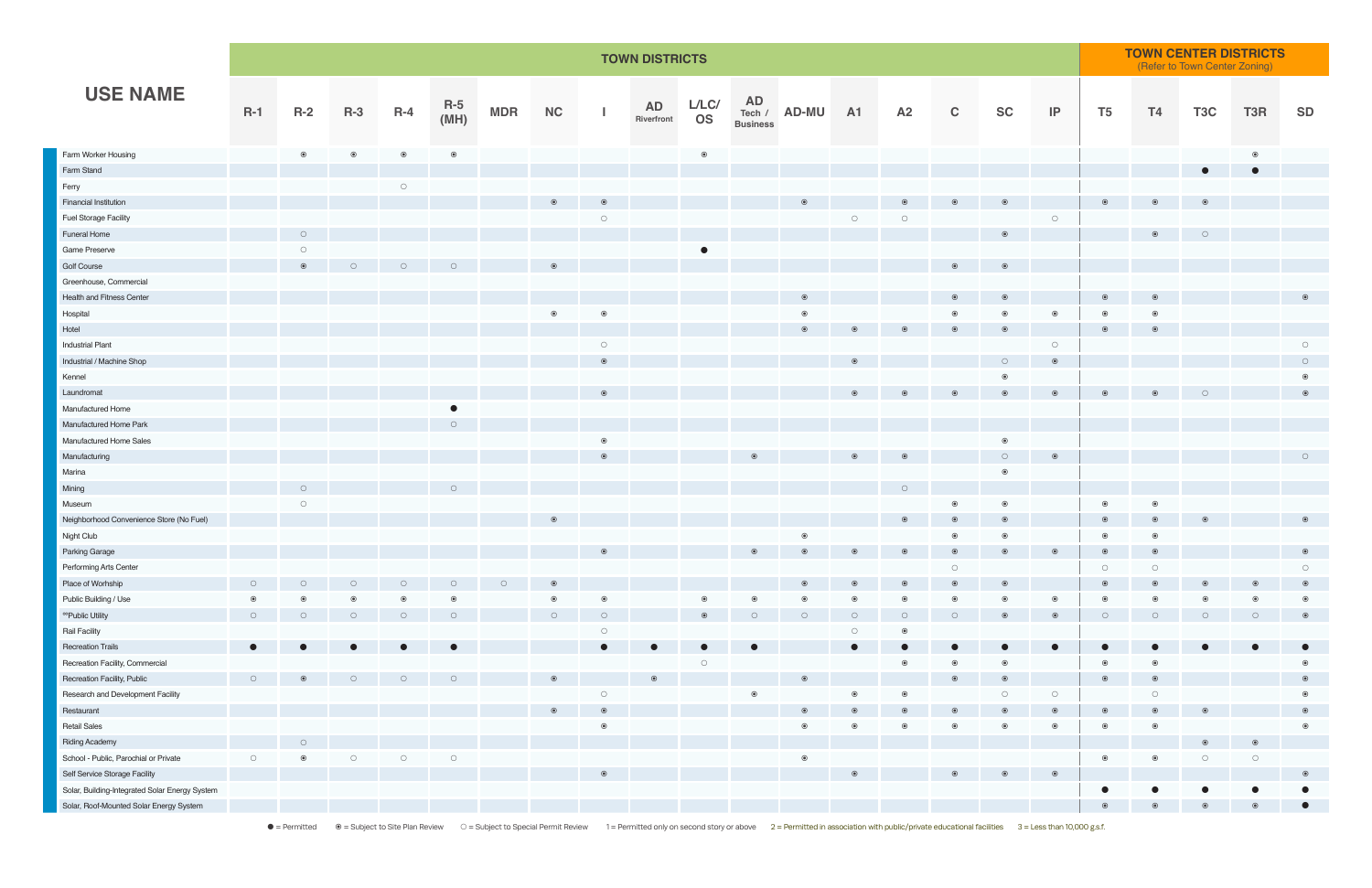| USE NAME | TOWN DISTRICTS | | | | | | | | | | | | | | | | | TOWN CENTER DISTRICTS (Refer to Town Center Zoning) | | | | |
|---|---|---|---|---|---|---|---|---|---|---|---|---|---|---|---|---|---|---|---|---|---|---|
| | R-1 | R-2 | R-3 | R-4 | R-5 (MH) | MDR | NC | I | AD Riverfront | L/LC/OS | AD Tech / Business | AD-MU | A1 | A2 | C | SC | IP | T5 | T4 | T3C | T3R | SD |
| Farm Worker Housing | | ◉ | ◉ | ◉ | ◉ | | | | | ◉ | | | | | | | | | | | ◉ | |
| Farm Stand | | | | | | | | | | | | | | | | | | | | ● | ● | |
| Ferry | | | | ○ | | | | | | | | | | | | | | | | | | |
| Financial Institution | | | | | | | ◉ | ◉ | | | | ◉ | | ◉ | ◉ | ◉ | | ◉ | ◉ | ◉ | | |
| Fuel Storage Facility | | | | | | | | ○ | | | | | ○ | ○ | | | ○ | | | | | |
| Funeral Home | | ○ | | | | | | | | | | | | | | ◉ | | | ◉ | ○ | | |
| Game Preserve | | ○ | | | | | | | | ● | | | | | | | | | | | | |
| Golf Course | | ◉ | ○ | ○ | ○ | | ◉ | | | | | | | | ◉ | ◉ | | | | | | |
| Greenhouse, Commercial | | | | | | | | | | | | | | | | | | | | | | |
| Health and Fitness Center | | | | | | | | | | | | ◉ | | | ◉ | ◉ | | ◉ | ◉ | | | ◉ |
| Hospital | | | | | | | ◉ | ◉ | | | | ◉ | | | ◉ | ◉ | ◉ | ◉ | ◉ | | | |
| Hotel | | | | | | | | | | | | ◉ | ◉ | ◉ | ◉ | ◉ | | ◉ | ◉ | | | |
| Industrial Plant | | | | | | | | ○ | | | | | | | | | ○ | | | | | ○ |
| Industrial / Machine Shop | | | | | | | | ◉ | | | | | ◉ | | | ○ | ◉ | | | | | ○ |
| Kennel | | | | | | | | | | | | | | | | ◉ | | | | | | ◉ |
| Laundromat | | | | | | | | ◉ | | | | | ◉ | ◉ | ◉ | ◉ | ◉ | ◉ | ◉ | ○ | | ◉ |
| Manufactured Home | | | | | ● | | | | | | | | | | | | | | | | | |
| Manufactured Home Park | | | | | ○ | | | | | | | | | | | | | | | | | |
| Manufactured Home Sales | | | | | | | | ◉ | | | | | | | | ◉ | | | | | | |
| Manufacturing | | | | | | | | ◉ | | | ◉ | | ◉ | ◉ | | ○ | ◉ | | | | | ○ |
| Marina | | | | | | | | | | | | | | | | ◉ | | | | | | |
| Mining | | ○ | | | ○ | | | | | | | | | ○ | | | | | | | | |
| Museum | | ○ | | | | | | | | | | | | | ◉ | ◉ | | ◉ | ◉ | | | |
| Neighborhood Convenience Store (No Fuel) | | | | | | | ◉ | | | | | | | ◉ | ◉ | ◉ | | ◉ | ◉ | ◉ | | ◉ |
| Night Club | | | | | | | | | | | | ◉ | | | ◉ | ◉ | | ◉ | ◉ | | | |
| Parking Garage | | | | | | | | ◉ | | | ◉ | ◉ | ◉ | ◉ | ◉ | ◉ | ◉ | ◉ | ◉ | | | ◉ |
| Performing Arts Center | | | | | | | | | | | | | | | ○ | | | ○ | ○ | | | ○ |
| Place of Worship | ○ | ○ | ○ | ○ | ○ | ○ | ◉ | | | | | ◉ | ◉ | ◉ | ◉ | ◉ | | ◉ | ◉ | ◉ | ◉ | ◉ |
| Public Building / Use | ◉ | ◉ | ◉ | ◉ | ◉ | | ◉ | ◉ | | ◉ | ◉ | ◉ | ◉ | ◉ | ◉ | ◉ | ◉ | ◉ | ◉ | ◉ | ◉ | ◉ |
| **Public Utility | ○ | ○ | ○ | ○ | ○ | | ○ | ○ | | ◉ | ○ | ○ | ○ | ○ | ○ | ◉ | ◉ | ○ | ○ | ○ | ○ | ◉ |
| Rail Facility | | | | | | | | ○ | | | | | ○ | ◉ | | | | | | | | |
| Recreation Trails | ● | ● | ● | ● | ● | | | ● | ● | ● | ● | | ● | ● | ● | ● | ● | ● | ● | ● | ● | ● |
| Recreation Facility, Commercial | | | | | | | | | | ○ | | | | ◉ | ◉ | ◉ | | ◉ | ◉ | | | ◉ |
| Recreation Facility, Public | ○ | ◉ | ○ | ○ | ○ | | ◉ | | ◉ | | | ◉ | | | ◉ | ◉ | | ◉ | ◉ | | | ◉ |
| Research and Development Facility | | | | | | | | ○ | | | ◉ | | ◉ | ◉ | | ○ | ○ | | ○ | | | ◉ |
| Restaurant | | | | | | | ◉ | ◉ | | | | ◉ | ◉ | ◉ | ◉ | ◉ | ◉ | ◉ | ◉ | ◉ | | ◉ |
| Retail Sales | | | | | | | | ◉ | | | | ◉ | ◉ | ◉ | ◉ | ◉ | ◉ | ◉ | ◉ | | | ◉ |
| Riding Academy | | ○ | | | | | | | | | | | | | | | | | | ◉ | ◉ | |
| School - Public, Parochial or Private | ○ | ◉ | ○ | ○ | ○ | | | | | | | ◉ | | | | | | ◉ | ◉ | ○ | ○ | |
| Self Service Storage Facility | | | | | | | | ◉ | | | | | ◉ | | ◉ | ◉ | ◉ | | | | | ◉ |
| Solar, Building-Integrated Solar Energy System | | | | | | | | | | | | | | | | | | ● | ● | ● | ● | ● |
| Solar, Roof-Mounted Solar Energy System | | | | | | | | | | | | | | | | | | ◉ | ◉ | ◉ | ◉ | ● |

● = Permitted ◉ = Subject to Site Plan Review ○ = Subject to Special Permit Review 1 = Permitted only on second story or above 2 = Permitted in association with public/private educational facilities 3 = Less than 10,000 g.s.f.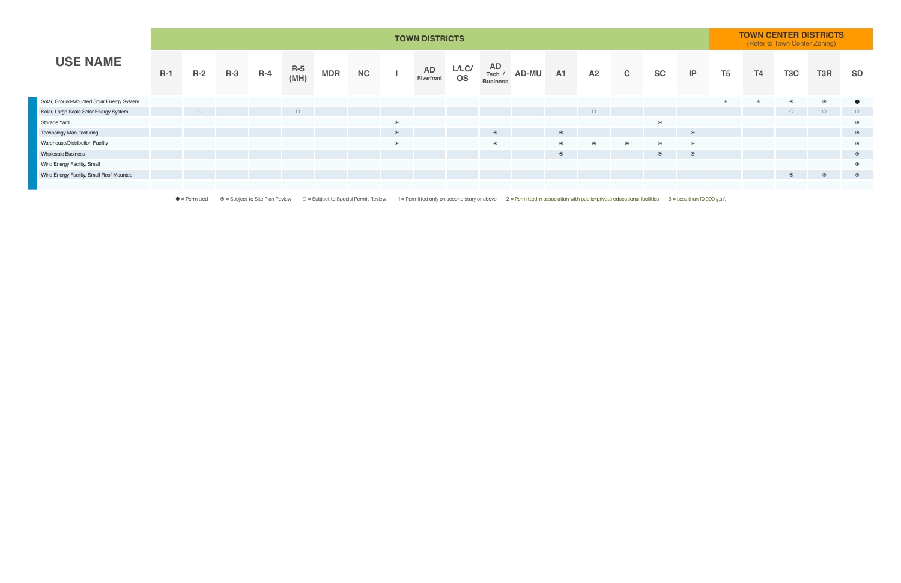| USE NAME | TOWN DISTRICTS | | | | | | | | | | | | | | | | | TOWN CENTER DISTRICTS (Refer to Town Center Zoning) | | | | |
|---|---|---|---|---|---|---|---|---|---|---|---|---|---|---|---|---|---|---|---|---|---|---|
| | R-1 | R-2 | R-3 | R-4 | R-5 (MH) | MDR | NC | I | AD Riverfront | L/LC/OS | AD Tech / Business | AD-MU | A1 | A2 | C | SC | IP | T5 | T4 | T3C | T3R | SD |
| Solar, Ground-Mounted Solar Energy System | | | | | | | | | | | | | | | | | | ⦿ | ⦿ | ⦿ | ⦿ | ● |
| Solar, Large Scale Solar Energy System | | ○ | | | ○ | | | | | | | | | ○ | | | | | | ○ | ○ | ○ |
| Storage Yard | | | | | | | | ⦿ | | | | | | | | ⦿ | | | | | | ⦿ |
| Technology Manufacturing | | | | | | | | ⦿ | | | ⦿ | | ⦿ | | | | ⦿ | | | | | ⦿ |
| Warehouse/Distribution Facility | | | | | | | | ⦿ | | | ⦿ | | ⦿ | ⦿ | ⦿ | ⦿ | ⦿ | | | | | ⦿ |
| Wholesale Business | | | | | | | | | | | | | ⦿ | | | ⦿ | ⦿ | | | | | ⦿ |
| Wind Energy Facility, Small | | | | | | | | | | | | | | | | | | | | | | ⦿ |
| Wind Energy Facility, Small Roof-Mounted | | | | | | | | | | | | | | | | | | | | ⦿ | ⦿ | ⦿ |

● = Permitted  ⦿ = Subject to Site Plan Review  ○ = Subject to Special Permit Review  1 = Permitted only on second story or above  2 = Permitted in association with public/private educational facilities  3 = Less than 10,000 g.s.f.